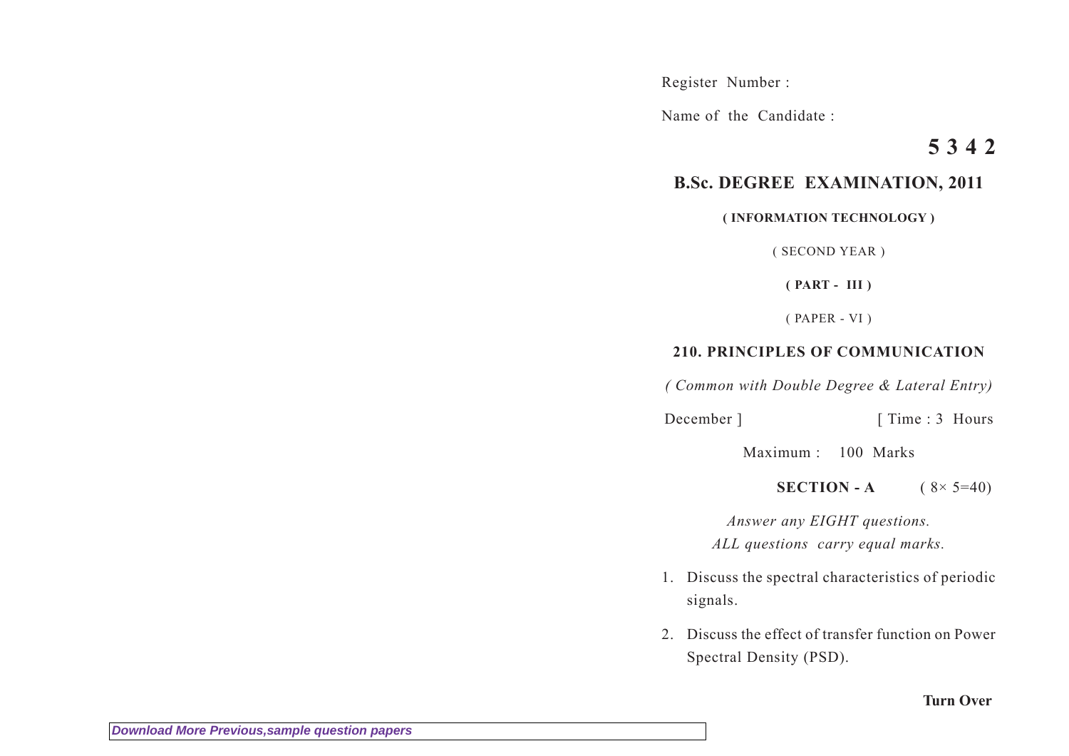Register Number :

Name of the Candidate :

**5 3 4 2**

# B.Sc. DEGREE EXAMINATION, 2011

**( INFORMATION TECHNOLOGY )**

( SECOND YEAR )

**( PART - III )**

( PAPER - VI )

## 210. PRINCIPLES OF COMMUNICATION

*( Common with Double Degree & Lateral Entry)*

December ] [ Time : 3 Hours

Maximum : 100 Marks

**SECTION - A** ( 8× 5=40)

*Answer any EIGHT questions.*
*ALL questions carry equal marks.*

1. Discuss the spectral characteristics of periodic signals.

2. Discuss the effect of transfer function on Power Spectral Density (PSD).

**Turn Over**

*Download More Previous,sample question papers*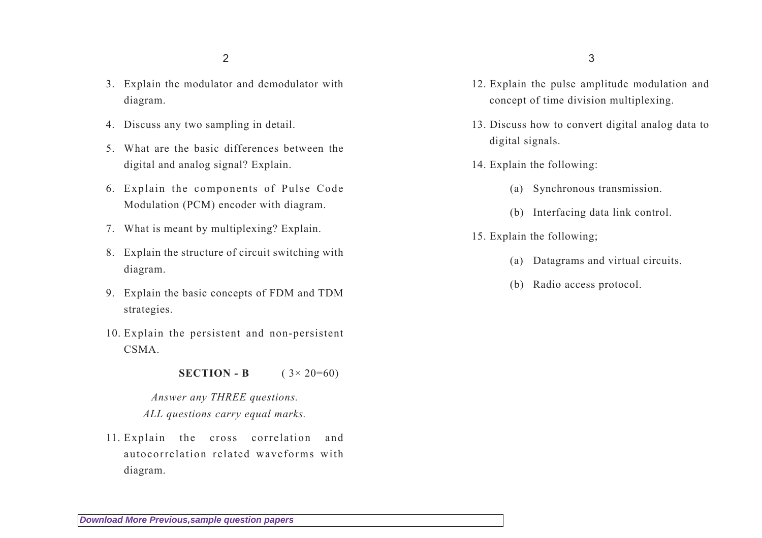3. Explain the modulator and demodulator with diagram.

4. Discuss any two sampling in detail.

5. What are the basic differences between the digital and analog signal? Explain.

6. Explain the components of Pulse Code Modulation (PCM) encoder with diagram.

7. What is meant by multiplexing? Explain.

8. Explain the structure of circuit switching with diagram.

9. Explain the basic concepts of FDM and TDM strategies.

10. Explain the persistent and non-persistent CSMA.

**SECTION - B** ( 3× 20=60)

*Answer any THREE questions.*
*ALL questions carry equal marks.*

11. Explain the cross correlation and autocorrelation related waveforms with diagram.

12. Explain the pulse amplitude modulation and concept of time division multiplexing.

13. Discuss how to convert digital analog data to digital signals.

14. Explain the following:

    (a) Synchronous transmission.

    (b) Interfacing data link control.

15. Explain the following;

    (a) Datagrams and virtual circuits.

    (b) Radio access protocol.

*Download More Previous,sample question papers*